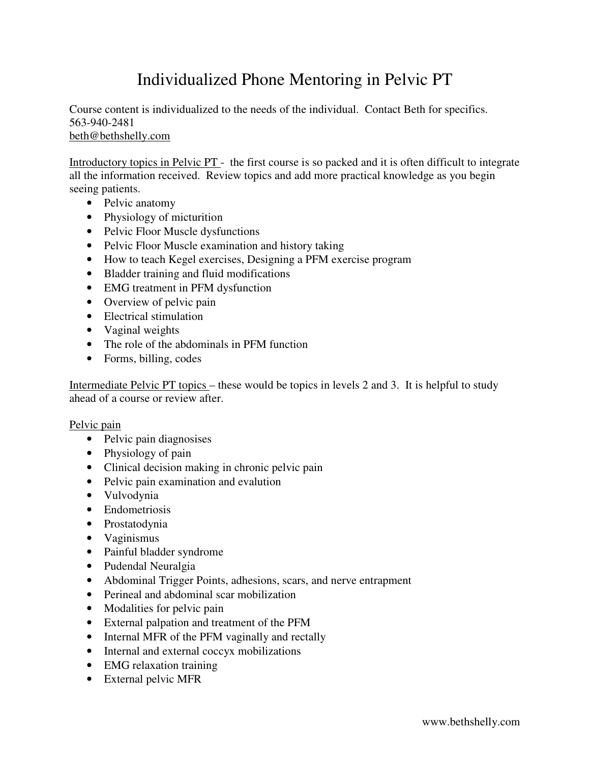# Individualized Phone Mentoring in Pelvic PT

Course content is individualized to the needs of the individual. Contact Beth for specifics.
563-940-2481
beth@bethshelly.com

Introductory topics in Pelvic PT - the first course is so packed and it is often difficult to integrate all the information received. Review topics and add more practical knowledge as you begin seeing patients.

- Pelvic anatomy
- Physiology of micturition
- Pelvic Floor Muscle dysfunctions
- Pelvic Floor Muscle examination and history taking
- How to teach Kegel exercises, Designing a PFM exercise program
- Bladder training and fluid modifications
- EMG treatment in PFM dysfunction
- Overview of pelvic pain
- Electrical stimulation
- Vaginal weights
- The role of the abdominals in PFM function
- Forms, billing, codes

Intermediate Pelvic PT topics – these would be topics in levels 2 and 3. It is helpful to study ahead of a course or review after.

Pelvic pain

- Pelvic pain diagnosises
- Physiology of pain
- Clinical decision making in chronic pelvic pain
- Pelvic pain examination and evalution
- Vulvodynia
- Endometriosis
- Prostatodynia
- Vaginismus
- Painful bladder syndrome
- Pudendal Neuralgia
- Abdominal Trigger Points, adhesions, scars, and nerve entrapment
- Perineal and abdominal scar mobilization
- Modalities for pelvic pain
- External palpation and treatment of the PFM
- Internal MFR of the PFM vaginally and rectally
- Internal and external coccyx mobilizations
- EMG relaxation training
- External pelvic MFR

www.bethshelly.com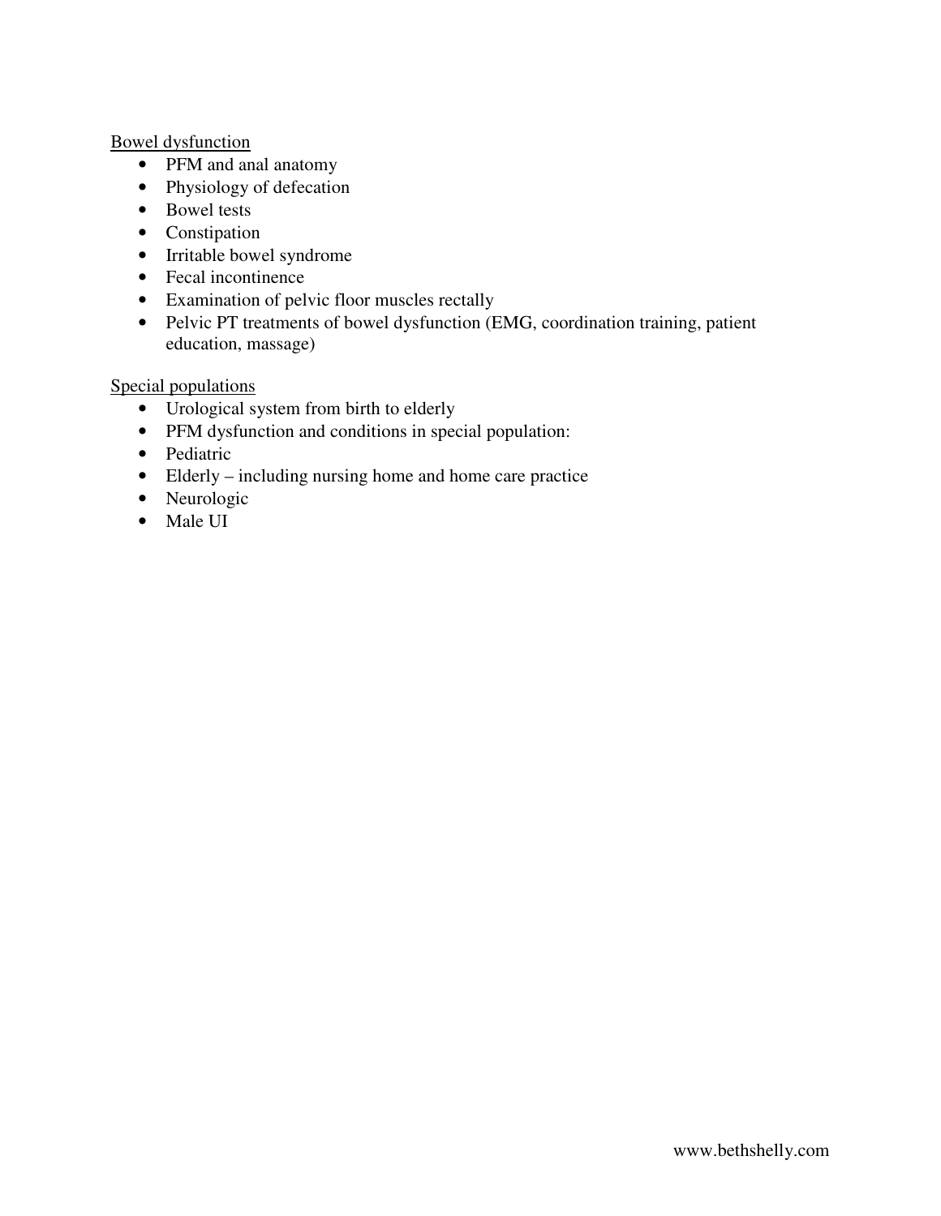<u>Bowel dysfunction</u>

- PFM and anal anatomy
- Physiology of defecation
- Bowel tests
- Constipation
- Irritable bowel syndrome
- Fecal incontinence
- Examination of pelvic floor muscles rectally
- Pelvic PT treatments of bowel dysfunction (EMG, coordination training, patient education, massage)

<u>Special populations</u>

- Urological system from birth to elderly
- PFM dysfunction and conditions in special population:
- Pediatric
- Elderly – including nursing home and home care practice
- Neurologic
- Male UI